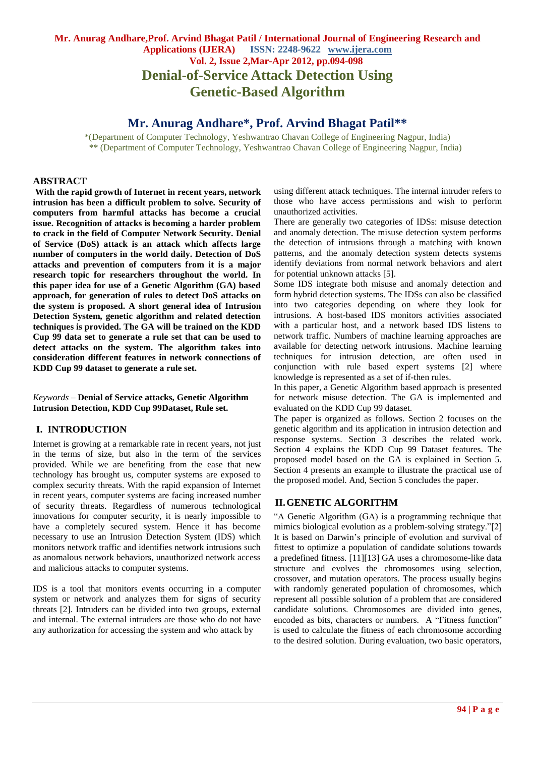# Denial-of-Service Attack Detection Using Genetic-Based Algorithm

## Mr. Anurag Andhare*, Prof. Arvind Bhagat Patil**

*(Department of Computer Technology, Yeshwantrao Chavan College of Engineering Nagpur, India)
** (Department of Computer Technology, Yeshwantrao Chavan College of Engineering Nagpur, India)

## ABSTRACT

**With the rapid growth of Internet in recent years, network intrusion has been a difficult problem to solve. Security of computers from harmful attacks has become a crucial issue. Recognition of attacks is becoming a harder problem to crack in the field of Computer Network Security. Denial of Service (DoS) attack is an attack which affects large number of computers in the world daily. Detection of DoS attacks and prevention of computers from it is a major research topic for researchers throughout the world. In this paper idea for use of a Genetic Algorithm (GA) based approach, for generation of rules to detect DoS attacks on the system is proposed. A short general idea of Intrusion Detection System, genetic algorithm and related detection techniques is provided. The GA will be trained on the KDD Cup 99 data set to generate a rule set that can be used to detect attacks on the system. The algorithm takes into consideration different features in network connections of KDD Cup 99 dataset to generate a rule set.**

*Keywords* – **Denial of Service attacks, Genetic Algorithm Intrusion Detection, KDD Cup 99Dataset, Rule set.**

## I. INTRODUCTION

Internet is growing at a remarkable rate in recent years, not just in the terms of size, but also in the term of the services provided. While we are benefiting from the ease that new technology has brought us, computer systems are exposed to complex security threats. With the rapid expansion of Internet in recent years, computer systems are facing increased number of security threats. Regardless of numerous technological innovations for computer security, it is nearly impossible to have a completely secured system. Hence it has become necessary to use an Intrusion Detection System (IDS) which monitors network traffic and identifies network intrusions such as anomalous network behaviors, unauthorized network access and malicious attacks to computer systems.

IDS is a tool that monitors events occurring in a computer system or network and analyzes them for signs of security threats [2]. Intruders can be divided into two groups, external and internal. The external intruders are those who do not have any authorization for accessing the system and who attack by using different attack techniques. The internal intruder refers to those who have access permissions and wish to perform unauthorized activities.

There are generally two categories of IDSs: misuse detection and anomaly detection. The misuse detection system performs the detection of intrusions through a matching with known patterns, and the anomaly detection system detects systems identify deviations from normal network behaviors and alert for potential unknown attacks [5].

Some IDS integrate both misuse and anomaly detection and form hybrid detection systems. The IDSs can also be classified into two categories depending on where they look for intrusions. A host-based IDS monitors activities associated with a particular host, and a network based IDS listens to network traffic. Numbers of machine learning approaches are available for detecting network intrusions. Machine learning techniques for intrusion detection, are often used in conjunction with rule based expert systems [2] where knowledge is represented as a set of if-then rules.

In this paper, a Genetic Algorithm based approach is presented for network misuse detection. The GA is implemented and evaluated on the KDD Cup 99 dataset.

The paper is organized as follows. Section 2 focuses on the genetic algorithm and its application in intrusion detection and response systems. Section 3 describes the related work. Section 4 explains the KDD Cup 99 Dataset features. The proposed model based on the GA is explained in Section 5. Section 4 presents an example to illustrate the practical use of the proposed model. And, Section 5 concludes the paper.

## II. GENETIC ALGORITHM

"A Genetic Algorithm (GA) is a programming technique that mimics biological evolution as a problem-solving strategy."[2] It is based on Darwin's principle of evolution and survival of fittest to optimize a population of candidate solutions towards a predefined fitness. [11][13] GA uses a chromosome-like data structure and evolves the chromosomes using selection, crossover, and mutation operators. The process usually begins with randomly generated population of chromosomes, which represent all possible solution of a problem that are considered candidate solutions. Chromosomes are divided into genes, encoded as bits, characters or numbers. A "Fitness function" is used to calculate the fitness of each chromosome according to the desired solution. During evaluation, two basic operators,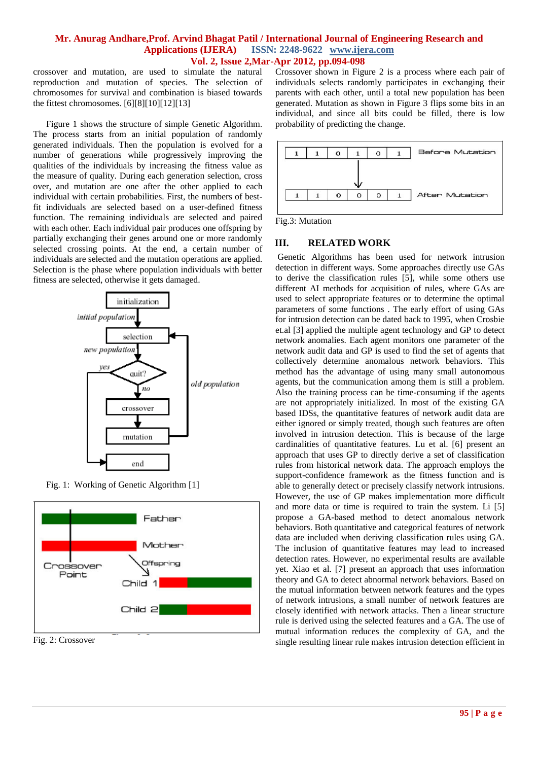crossover and mutation, are used to simulate the natural reproduction and mutation of species. The selection of chromosomes for survival and combination is biased towards the fittest chromosomes. [6][8][10][12][13]

Figure 1 shows the structure of simple Genetic Algorithm. The process starts from an initial population of randomly generated individuals. Then the population is evolved for a number of generations while progressively improving the qualities of the individuals by increasing the fitness value as the measure of quality. During each generation selection, cross over, and mutation are one after the other applied to each individual with certain probabilities. First, the numbers of best-fit individuals are selected based on a user-defined fitness function. The remaining individuals are selected and paired with each other. Each individual pair produces one offspring by partially exchanging their genes around one or more randomly selected crossing points. At the end, a certain number of individuals are selected and the mutation operations are applied. Selection is the phase where population individuals with better fitness are selected, otherwise it gets damaged.

Fig. 1: Working of Genetic Algorithm [1]

Fig. 2: Crossover

Crossover shown in Figure 2 is a process where each pair of individuals selects randomly participates in exchanging their parents with each other, until a total new population has been generated. Mutation as shown in Figure 3 flips some bits in an individual, and since all bits could be filled, there is low probability of predicting the change.

Fig.3: Mutation

## III. RELATED WORK

Genetic Algorithms has been used for network intrusion detection in different ways. Some approaches directly use GAs to derive the classification rules [5], while some others use different AI methods for acquisition of rules, where GAs are used to select appropriate features or to determine the optimal parameters of some functions . The early effort of using GAs for intrusion detection can be dated back to 1995, when Crosbie et.al [3] applied the multiple agent technology and GP to detect network anomalies. Each agent monitors one parameter of the network audit data and GP is used to find the set of agents that collectively determine anomalous network behaviors. This method has the advantage of using many small autonomous agents, but the communication among them is still a problem. Also the training process can be time-consuming if the agents are not appropriately initialized. In most of the existing GA based IDSs, the quantitative features of network audit data are either ignored or simply treated, though such features are often involved in intrusion detection. This is because of the large cardinalities of quantitative features. Lu et al. [6] present an approach that uses GP to directly derive a set of classification rules from historical network data. The approach employs the support-confidence framework as the fitness function and is able to generally detect or precisely classify network intrusions. However, the use of GP makes implementation more difficult and more data or time is required to train the system. Li [5] propose a GA-based method to detect anomalous network behaviors. Both quantitative and categorical features of network data are included when deriving classification rules using GA. The inclusion of quantitative features may lead to increased detection rates. However, no experimental results are available yet. Xiao et al. [7] present an approach that uses information theory and GA to detect abnormal network behaviors. Based on the mutual information between network features and the types of network intrusions, a small number of network features are closely identified with network attacks. Then a linear structure rule is derived using the selected features and a GA. The use of mutual information reduces the complexity of GA, and the single resulting linear rule makes intrusion detection efficient in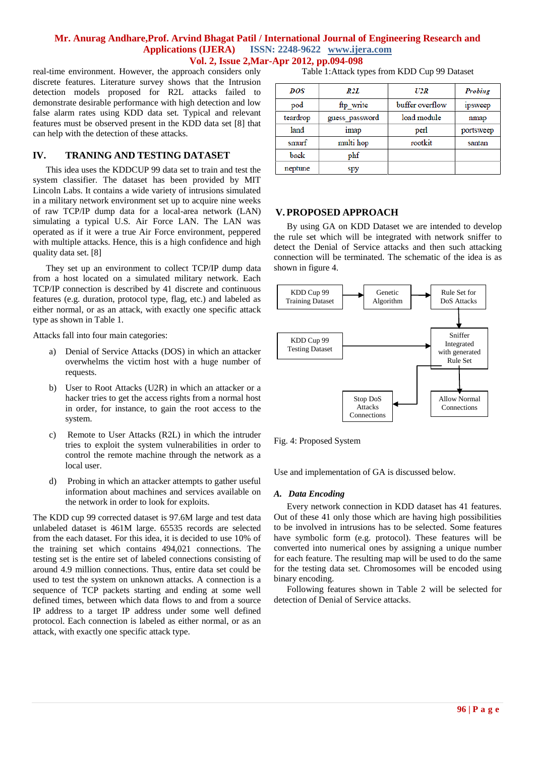real-time environment. However, the approach considers only discrete features. Literature survey shows that the Intrusion detection models proposed for R2L attacks failed to demonstrate desirable performance with high detection and low false alarm rates using KDD data set. Typical and relevant features must be observed present in the KDD data set [8] that can help with the detection of these attacks.

## IV. TRANING AND TESTING DATASET

This idea uses the KDDCUP 99 data set to train and test the system classifier. The dataset has been provided by MIT Lincoln Labs. It contains a wide variety of intrusions simulated in a military network environment set up to acquire nine weeks of raw TCP/IP dump data for a local-area network (LAN) simulating a typical U.S. Air Force LAN. The LAN was operated as if it were a true Air Force environment, peppered with multiple attacks. Hence, this is a high confidence and high quality data set. [8]

They set up an environment to collect TCP/IP dump data from a host located on a simulated military network. Each TCP/IP connection is described by 41 discrete and continuous features (e.g. duration, protocol type, flag, etc.) and labeled as either normal, or as an attack, with exactly one specific attack type as shown in Table 1.

Attacks fall into four main categories:

a) Denial of Service Attacks (DOS) in which an attacker overwhelms the victim host with a huge number of requests.

b) User to Root Attacks (U2R) in which an attacker or a hacker tries to get the access rights from a normal host in order, for instance, to gain the root access to the system.

c) Remote to User Attacks (R2L) in which the intruder tries to exploit the system vulnerabilities in order to control the remote machine through the network as a local user.

d) Probing in which an attacker attempts to gather useful information about machines and services available on the network in order to look for exploits.

The KDD cup 99 corrected dataset is 97.6M large and test data unlabeled dataset is 461M large. 65535 records are selected from the each dataset. For this idea, it is decided to use 10% of the training set which contains 494,021 connections. The testing set is the entire set of labeled connections consisting of around 4.9 million connections. Thus, entire data set could be used to test the system on unknown attacks. A connection is a sequence of TCP packets starting and ending at some well defined times, between which data flows to and from a source IP address to a target IP address under some well defined protocol. Each connection is labeled as either normal, or as an attack, with exactly one specific attack type.

Table 1:Attack types from KDD Cup 99 Dataset

| *DOS* | *R2L* | *U2R* | *Probing* |
|---|---|---|---|
| pod | ftp_write | buffer overflow | ipsweep |
| teardrop | guess_password | load module | nmap |
| land | imap | perl | portsweep |
| smurf | multi hop | rootkit | santan |
| back | phf | | |
| neptune | spy | | |

## V. PROPOSED APPROACH

By using GA on KDD Dataset we are intended to develop the rule set which will be integrated with network sniffer to detect the Denial of Service attacks and then such attacking connection will be terminated. The schematic of the idea is as shown in figure 4.

KDD Cup 99 Training Dataset → Genetic Algorithm → Rule Set for DoS Attacks → Sniffer Integrated with generated Rule Set ← KDD Cup 99 Testing Dataset; Sniffer Integrated with generated Rule Set → Allow Normal Connections / Stop DoS Attacks Connections

Fig. 4: Proposed System

Use and implementation of GA is discussed below.

### *A. Data Encoding*

Every network connection in KDD dataset has 41 features. Out of these 41 only those which are having high possibilities to be involved in intrusions has to be selected. Some features have symbolic form (e.g. protocol). These features will be converted into numerical ones by assigning a unique number for each feature. The resulting map will be used to do the same for the testing data set. Chromosomes will be encoded using binary encoding.

Following features shown in Table 2 will be selected for detection of Denial of Service attacks.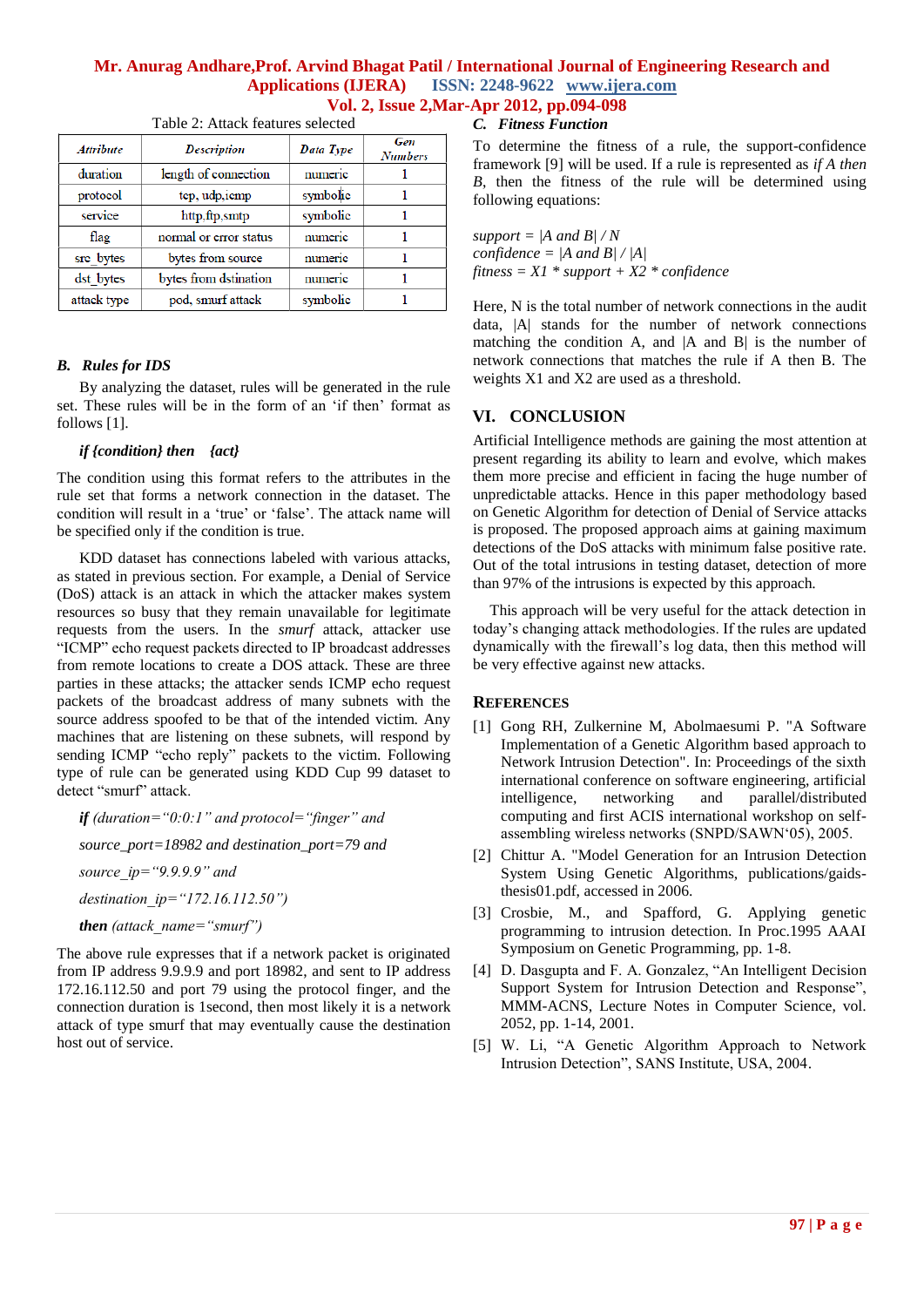Table 2: Attack features selected

| Attribute | Description | Data Type | Gen Numbers |
|---|---|---|---|
| duration | length of connection | numeric | 1 |
| protocol | tcp, udp,icmp | symbolic | 1 |
| service | http,ftp,smtp | symbolic | 1 |
| flag | normal or error status | numeric | 1 |
| src_bytes | bytes from source | numeric | 1 |
| dst_bytes | bytes from dstination | numeric | 1 |
| attack type | pod, smurf attack | symbolic | 1 |

### B. Rules for IDS

By analyzing the dataset, rules will be generated in the rule set. These rules will be in the form of an 'if then' format as follows [1].

***if* {condition} *then* {act}**

The condition using this format refers to the attributes in the rule set that forms a network connection in the dataset. The condition will result in a 'true' or 'false'. The attack name will be specified only if the condition is true.

KDD dataset has connections labeled with various attacks, as stated in previous section. For example, a Denial of Service (DoS) attack is an attack in which the attacker makes system resources so busy that they remain unavailable for legitimate requests from the users. In the *smurf* attack, attacker use "ICMP" echo request packets directed to IP broadcast addresses from remote locations to create a DOS attack. These are three parties in these attacks; the attacker sends ICMP echo request packets of the broadcast address of many subnets with the source address spoofed to be that of the intended victim. Any machines that are listening on these subnets, will respond by sending ICMP "echo reply" packets to the victim. Following type of rule can be generated using KDD Cup 99 dataset to detect "smurf" attack.

***if*** *(duration="0:0:1" and protocol="finger" and*

*source_port=18982 and destination_port=79 and*

*source_ip="9.9.9.9" and*

*destination_ip="172.16.112.50")*

***then*** *(attack_name="smurf")*

The above rule expresses that if a network packet is originated from IP address 9.9.9.9 and port 18982, and sent to IP address 172.16.112.50 and port 79 using the protocol finger, and the connection duration is 1second, then most likely it is a network attack of type smurf that may eventually cause the destination host out of service.

### C. Fitness Function

To determine the fitness of a rule, the support-confidence framework [9] will be used. If a rule is represented as *if A then B*, then the fitness of the rule will be determined using following equations:

$$support = |A \text{ and } B| / N$$
$$confidence = |A \text{ and } B| / |A|$$
$$fitness = X1 * support + X2 * confidence$$

Here, N is the total number of network connections in the audit data, |A| stands for the number of network connections matching the condition A, and |A and B| is the number of network connections that matches the rule if A then B. The weights X1 and X2 are used as a threshold.

## VI. CONCLUSION

Artificial Intelligence methods are gaining the most attention at present regarding its ability to learn and evolve, which makes them more precise and efficient in facing the huge number of unpredictable attacks. Hence in this paper methodology based on Genetic Algorithm for detection of Denial of Service attacks is proposed. The proposed approach aims at gaining maximum detections of the DoS attacks with minimum false positive rate. Out of the total intrusions in testing dataset, detection of more than 97% of the intrusions is expected by this approach.

This approach will be very useful for the attack detection in today's changing attack methodologies. If the rules are updated dynamically with the firewall's log data, then this method will be very effective against new attacks.

## REFERENCES

[1] Gong RH, Zulkernine M, Abolmaesumi P. "A Software Implementation of a Genetic Algorithm based approach to Network Intrusion Detection". In: Proceedings of the sixth international conference on software engineering, artificial intelligence, networking and parallel/distributed computing and first ACIS international workshop on self-assembling wireless networks (SNPD/SAWN'05), 2005.

[2] Chittur A. "Model Generation for an Intrusion Detection System Using Genetic Algorithms, publications/gaids-thesis01.pdf, accessed in 2006.

[3] Crosbie, M., and Spafford, G. Applying genetic programming to intrusion detection. In Proc.1995 AAAI Symposium on Genetic Programming, pp. 1-8.

[4] D. Dasgupta and F. A. Gonzalez, "An Intelligent Decision Support System for Intrusion Detection and Response", MMM-ACNS, Lecture Notes in Computer Science, vol. 2052, pp. 1-14, 2001.

[5] W. Li, "A Genetic Algorithm Approach to Network Intrusion Detection", SANS Institute, USA, 2004.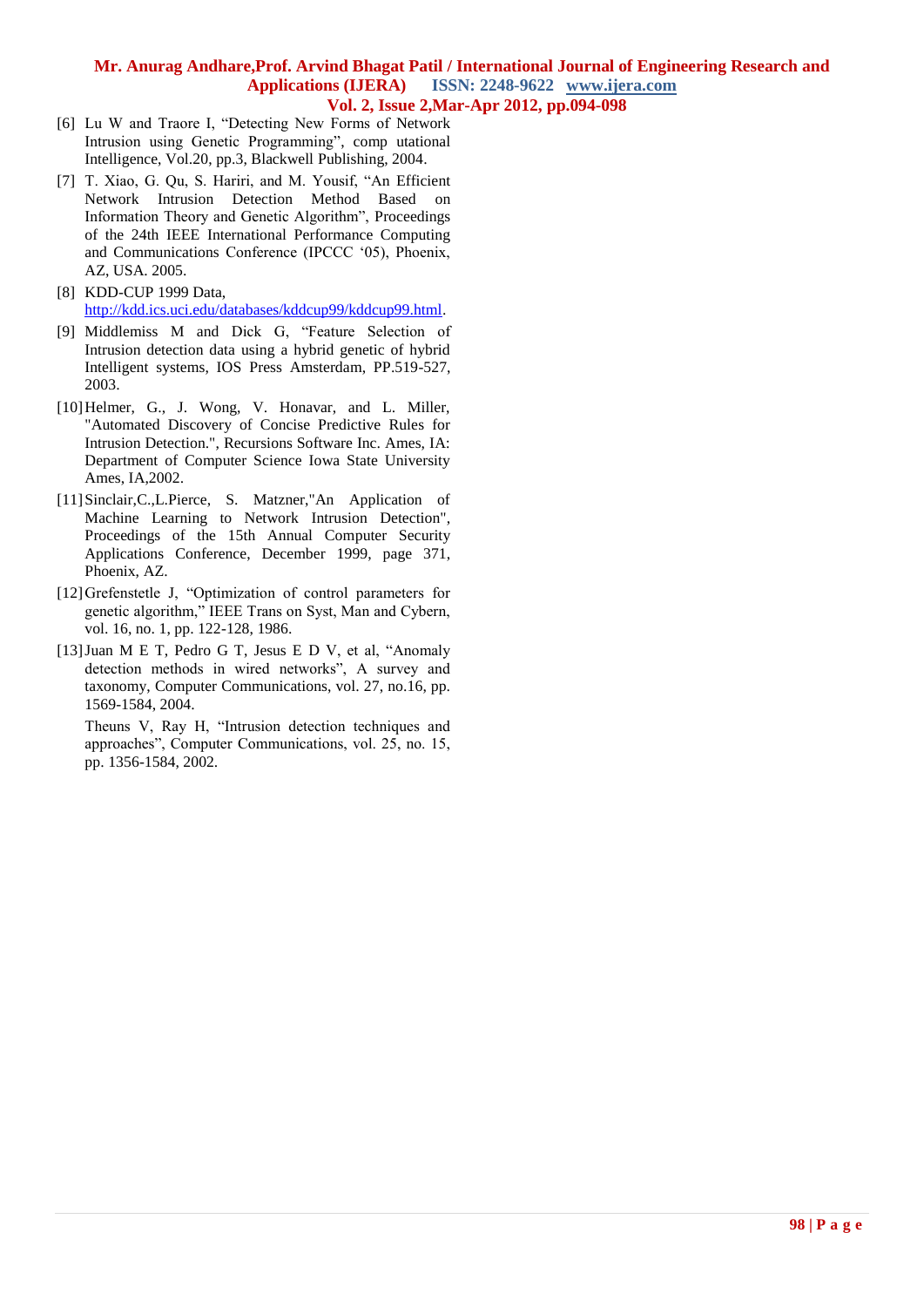[6] Lu W and Traore I, "Detecting New Forms of Network Intrusion using Genetic Programming", comp utational Intelligence, Vol.20, pp.3, Blackwell Publishing, 2004.

[7] T. Xiao, G. Qu, S. Hariri, and M. Yousif, "An Efficient Network Intrusion Detection Method Based on Information Theory and Genetic Algorithm", Proceedings of the 24th IEEE International Performance Computing and Communications Conference (IPCCC '05), Phoenix, AZ, USA. 2005.

[8] KDD-CUP 1999 Data, http://kdd.ics.uci.edu/databases/kddcup99/kddcup99.html.

[9] Middlemiss M and Dick G, "Feature Selection of Intrusion detection data using a hybrid genetic of hybrid Intelligent systems, IOS Press Amsterdam, PP.519-527, 2003.

[10] Helmer, G., J. Wong, V. Honavar, and L. Miller, "Automated Discovery of Concise Predictive Rules for Intrusion Detection.", Recursions Software Inc. Ames, IA: Department of Computer Science Iowa State University Ames, IA,2002.

[11] Sinclair,C.,L.Pierce, S. Matzner,"An Application of Machine Learning to Network Intrusion Detection", Proceedings of the 15th Annual Computer Security Applications Conference, December 1999, page 371, Phoenix, AZ.

[12] Grefenstetle J, "Optimization of control parameters for genetic algorithm," IEEE Trans on Syst, Man and Cybern, vol. 16, no. 1, pp. 122-128, 1986.

[13] Juan M E T, Pedro G T, Jesus E D V, et al, "Anomaly detection methods in wired networks", A survey and taxonomy, Computer Communications, vol. 27, no.16, pp. 1569-1584, 2004.

Theuns V, Ray H, "Intrusion detection techniques and approaches", Computer Communications, vol. 25, no. 15, pp. 1356-1584, 2002.